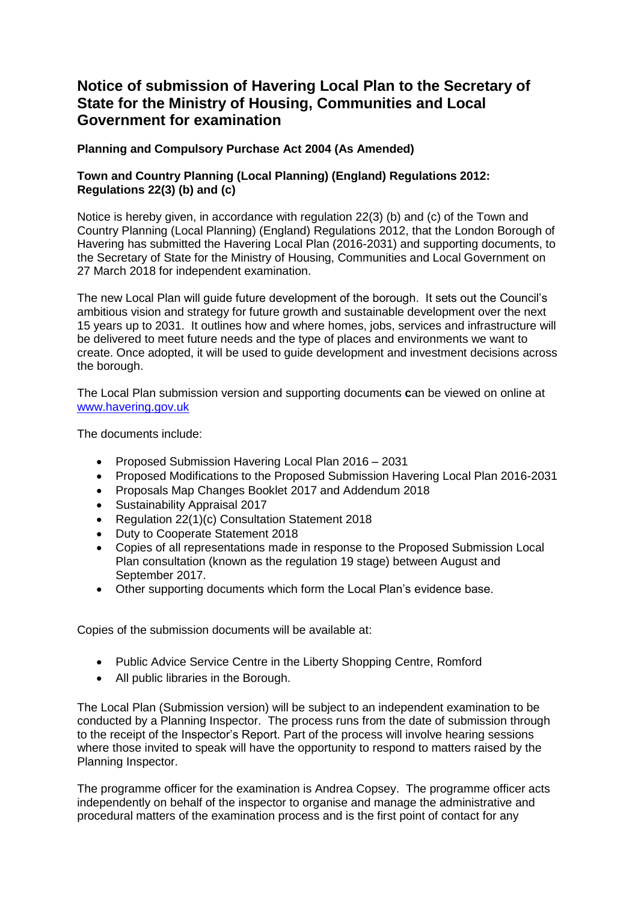# Notice of submission of Havering Local Plan to the Secretary of State for the Ministry of Housing, Communities and Local Government for examination

**Planning and Compulsory Purchase Act 2004 (As Amended)**

**Town and Country Planning (Local Planning) (England) Regulations 2012: Regulations 22(3) (b) and (c)**

Notice is hereby given, in accordance with regulation 22(3) (b) and (c) of the Town and Country Planning (Local Planning) (England) Regulations 2012, that the London Borough of Havering has submitted the Havering Local Plan (2016-2031) and supporting documents, to the Secretary of State for the Ministry of Housing, Communities and Local Government on 27 March 2018 for independent examination.

The new Local Plan will guide future development of the borough. It sets out the Council's ambitious vision and strategy for future growth and sustainable development over the next 15 years up to 2031. It outlines how and where homes, jobs, services and infrastructure will be delivered to meet future needs and the type of places and environments we want to create. Once adopted, it will be used to guide development and investment decisions across the borough.

The Local Plan submission version and supporting documents **c**an be viewed on online at www.havering.gov.uk

The documents include:

- Proposed Submission Havering Local Plan 2016 – 2031
- Proposed Modifications to the Proposed Submission Havering Local Plan 2016-2031
- Proposals Map Changes Booklet 2017 and Addendum 2018
- Sustainability Appraisal 2017
- Regulation 22(1)(c) Consultation Statement 2018
- Duty to Cooperate Statement 2018
- Copies of all representations made in response to the Proposed Submission Local Plan consultation (known as the regulation 19 stage) between August and September 2017.
- Other supporting documents which form the Local Plan's evidence base.

Copies of the submission documents will be available at:

- Public Advice Service Centre in the Liberty Shopping Centre, Romford
- All public libraries in the Borough.

The Local Plan (Submission version) will be subject to an independent examination to be conducted by a Planning Inspector. The process runs from the date of submission through to the receipt of the Inspector's Report. Part of the process will involve hearing sessions where those invited to speak will have the opportunity to respond to matters raised by the Planning Inspector.

The programme officer for the examination is Andrea Copsey. The programme officer acts independently on behalf of the inspector to organise and manage the administrative and procedural matters of the examination process and is the first point of contact for any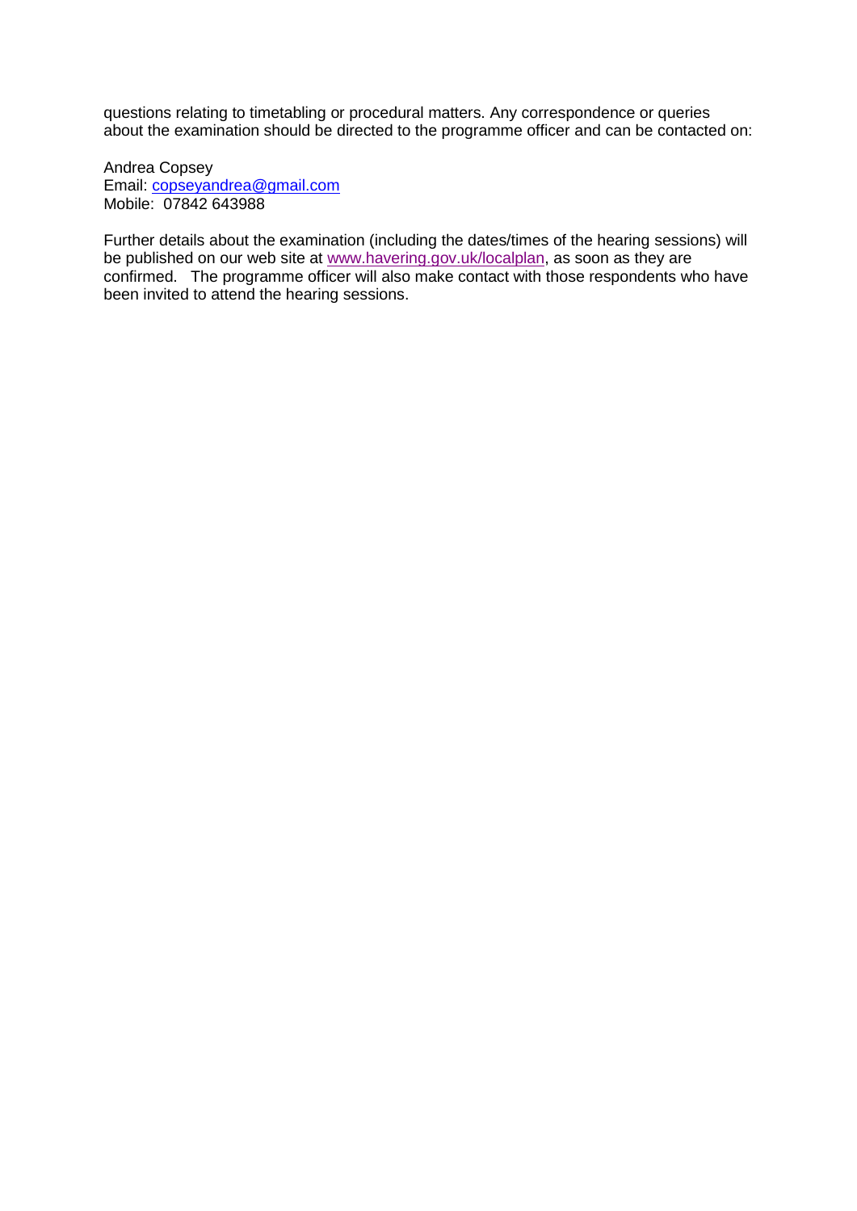questions relating to timetabling or procedural matters. Any correspondence or queries about the examination should be directed to the programme officer and can be contacted on:

Andrea Copsey
Email: copseyandrea@gmail.com
Mobile: 07842 643988

Further details about the examination (including the dates/times of the hearing sessions) will be published on our web site at www.havering.gov.uk/localplan, as soon as they are confirmed. The programme officer will also make contact with those respondents who have been invited to attend the hearing sessions.